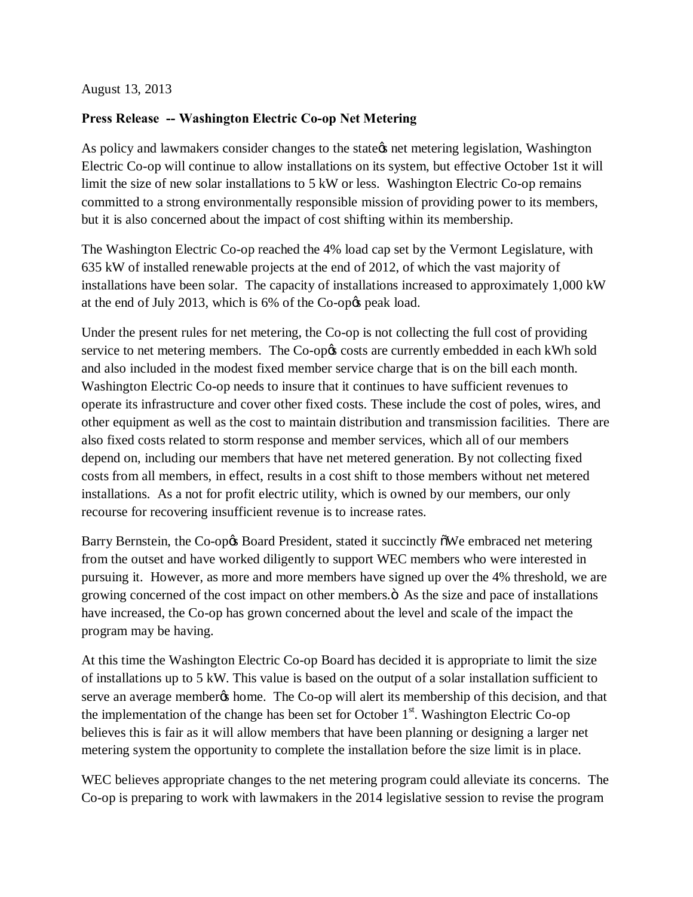August 13, 2013

**Press Release -- Washington Electric Co-op Net Metering**

As policy and lawmakers consider changes to the state's net metering legislation, Washington Electric Co-op will continue to allow installations on its system, but effective October 1st it will limit the size of new solar installations to 5 kW or less. Washington Electric Co-op remains committed to a strong environmentally responsible mission of providing power to its members, but it is also concerned about the impact of cost shifting within its membership.

The Washington Electric Co-op reached the 4% load cap set by the Vermont Legislature, with 635 kW of installed renewable projects at the end of 2012, of which the vast majority of installations have been solar. The capacity of installations increased to approximately 1,000 kW at the end of July 2013, which is 6% of the Co-op's peak load.

Under the present rules for net metering, the Co-op is not collecting the full cost of providing service to net metering members. The Co-op's costs are currently embedded in each kWh sold and also included in the modest fixed member service charge that is on the bill each month. Washington Electric Co-op needs to insure that it continues to have sufficient revenues to operate its infrastructure and cover other fixed costs. These include the cost of poles, wires, and other equipment as well as the cost to maintain distribution and transmission facilities. There are also fixed costs related to storm response and member services, which all of our members depend on, including our members that have net metered generation. By not collecting fixed costs from all members, in effect, results in a cost shift to those members without net metered installations. As a not for profit electric utility, which is owned by our members, our only recourse for recovering insufficient revenue is to increase rates.

Barry Bernstein, the Co-op's Board President, stated it succinctly "We embraced net metering from the outset and have worked diligently to support WEC members who were interested in pursuing it. However, as more and more members have signed up over the 4% threshold, we are growing concerned of the cost impact on other members." As the size and pace of installations have increased, the Co-op has grown concerned about the level and scale of the impact the program may be having.

At this time the Washington Electric Co-op Board has decided it is appropriate to limit the size of installations up to 5 kW. This value is based on the output of a solar installation sufficient to serve an average member's home. The Co-op will alert its membership of this decision, and that the implementation of the change has been set for October 1st. Washington Electric Co-op believes this is fair as it will allow members that have been planning or designing a larger net metering system the opportunity to complete the installation before the size limit is in place.

WEC believes appropriate changes to the net metering program could alleviate its concerns. The Co-op is preparing to work with lawmakers in the 2014 legislative session to revise the program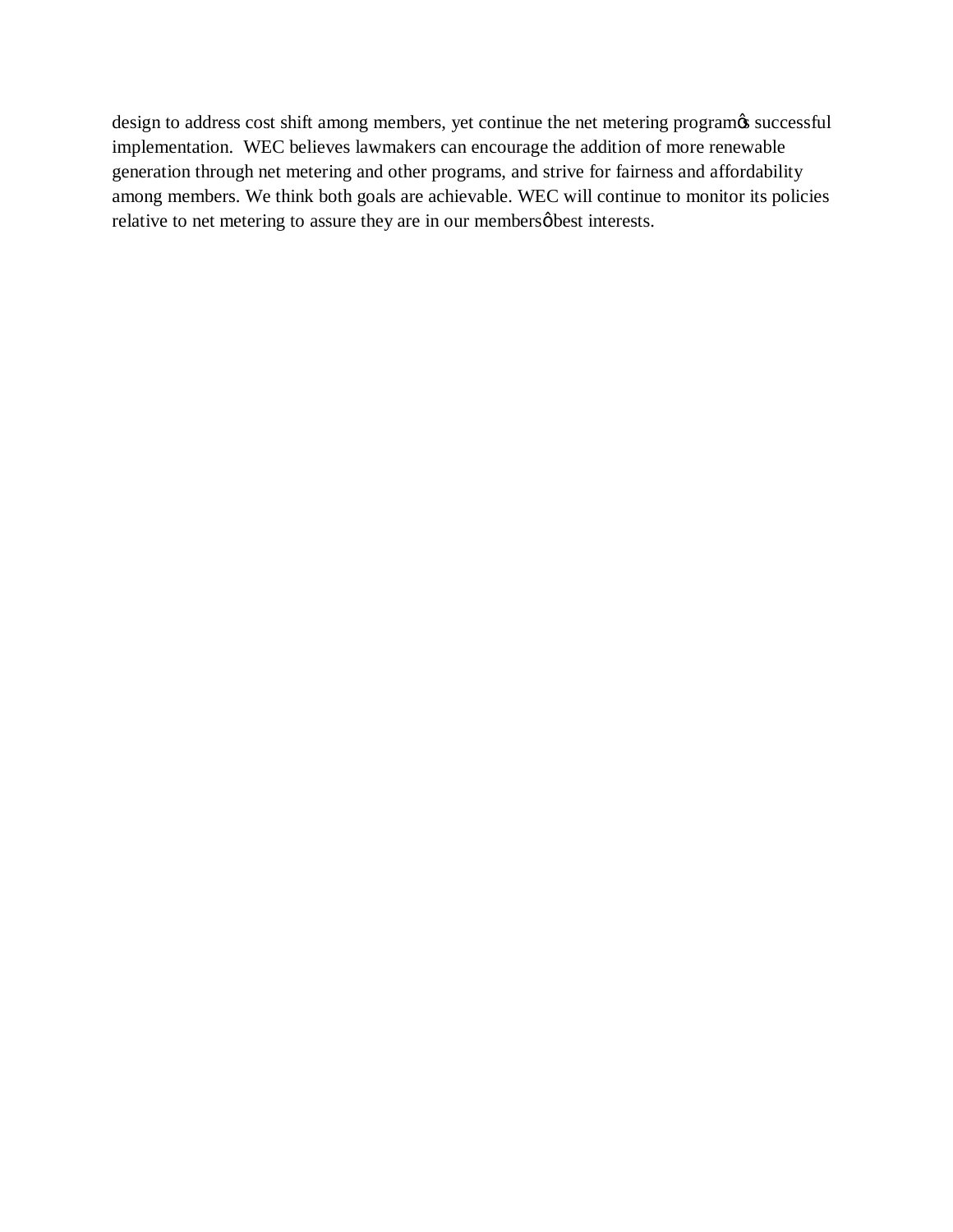design to address cost shift among members, yet continue the net metering programõs successful implementation. WEC believes lawmakers can encourage the addition of more renewable generation through net metering and other programs, and strive for fairness and affordability among members. We think both goals are achievable. WEC will continue to monitor its policies relative to net metering to assure they are in our membersö best interests.